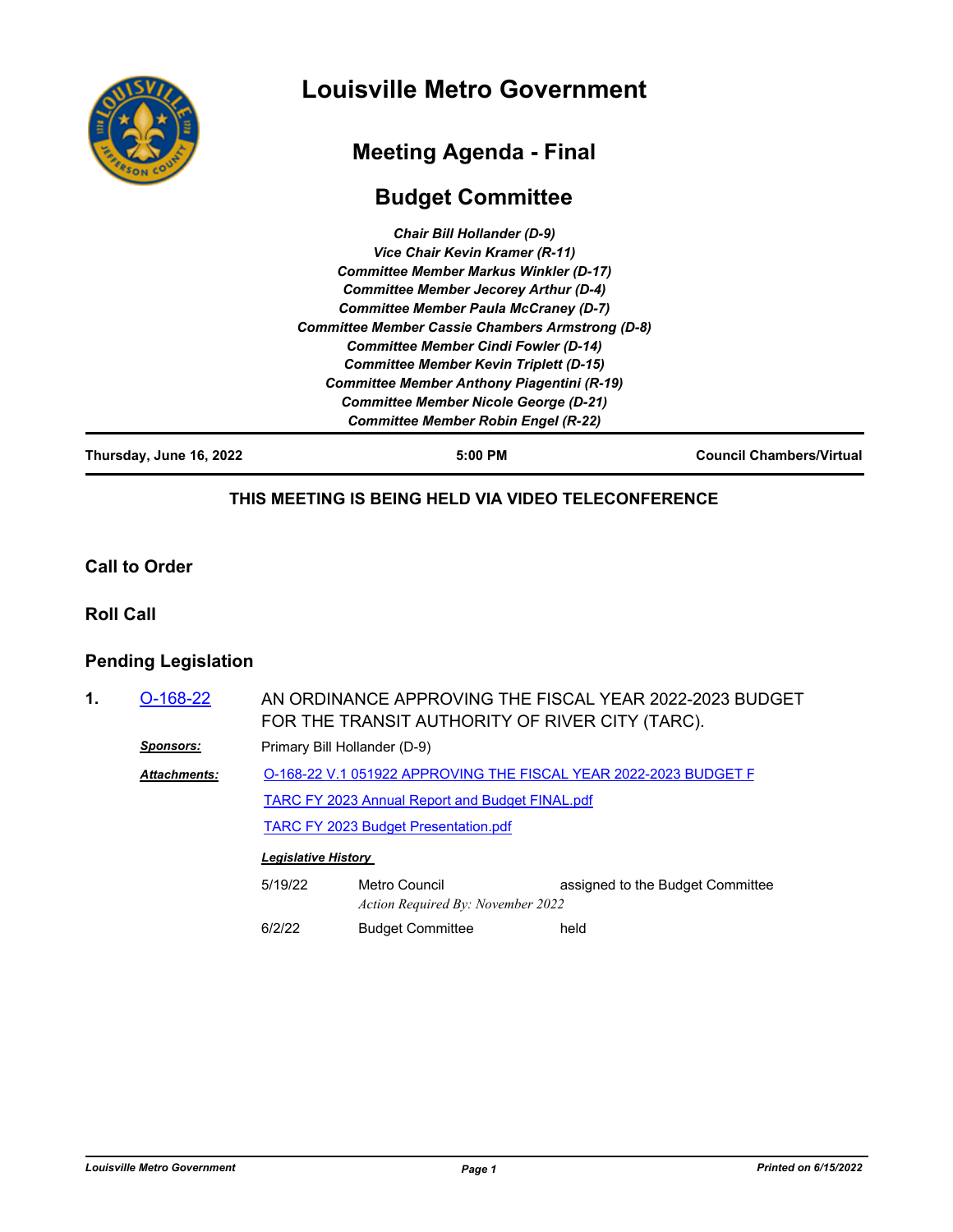# Louisville Metro Government

## Meeting Agenda - Final

## Budget Committee

*Chair Bill Hollander (D-9)*
*Vice Chair Kevin Kramer (R-11)*
*Committee Member Markus Winkler (D-17)*
*Committee Member Jecorey Arthur (D-4)*
*Committee Member Paula McCraney (D-7)*
*Committee Member Cassie Chambers Armstrong (D-8)*
*Committee Member Cindi Fowler (D-14)*
*Committee Member Kevin Triplett (D-15)*
*Committee Member Anthony Piagentini (R-19)*
*Committee Member Nicole George (D-21)*
*Committee Member Robin Engel (R-22)*

**Thursday, June 16, 2022** | **5:00 PM** | **Council Chambers/Virtual**

**THIS MEETING IS BEING HELD VIA VIDEO TELECONFERENCE**

## Call to Order

## Roll Call

## Pending Legislation

**1.** O-168-22 AN ORDINANCE APPROVING THE FISCAL YEAR 2022-2023 BUDGET FOR THE TRANSIT AUTHORITY OF RIVER CITY (TARC).

***Sponsors:*** Primary Bill Hollander (D-9)

***Attachments:***
O-168-22 V.1 051922 APPROVING THE FISCAL YEAR 2022-2023 BUDGET F
TARC FY 2023 Annual Report and Budget FINAL.pdf
TARC FY 2023 Budget Presentation.pdf

***Legislative History***

| Date | Body | Action |
| --- | --- | --- |
| 5/19/22 | Metro Council<br>*Action Required By: November 2022* | assigned to the Budget Committee |
| 6/2/22 | Budget Committee | held |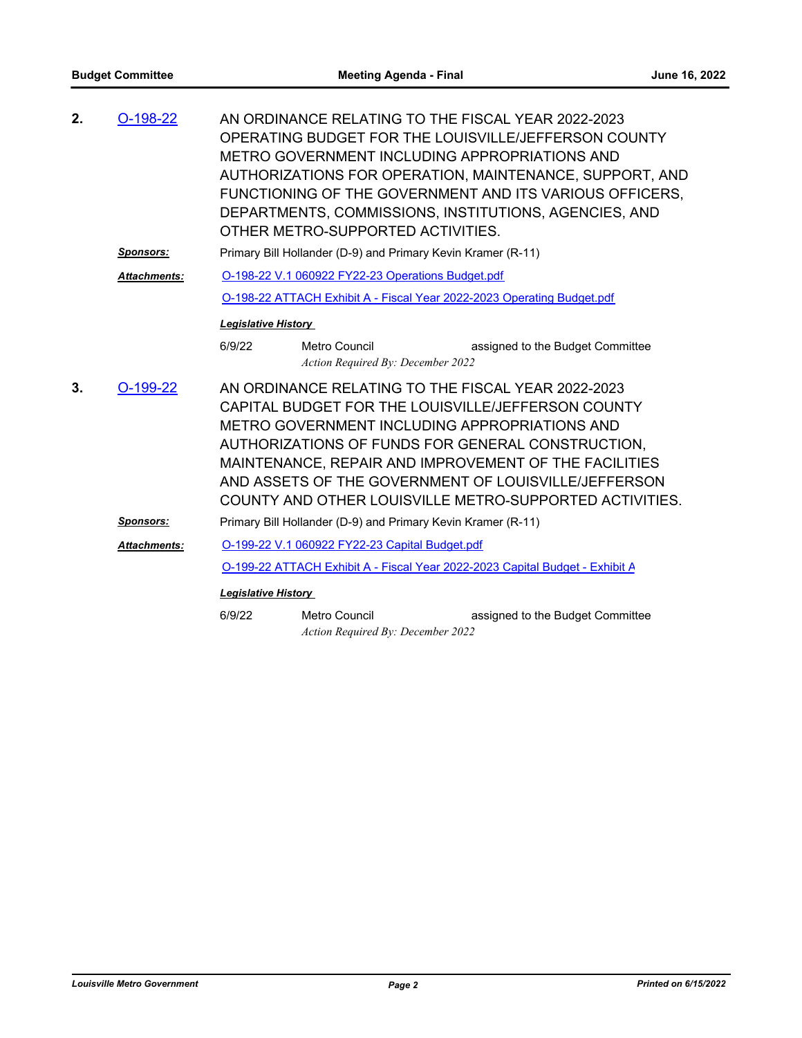**2.** O-198-22

AN ORDINANCE RELATING TO THE FISCAL YEAR 2022-2023 OPERATING BUDGET FOR THE LOUISVILLE/JEFFERSON COUNTY METRO GOVERNMENT INCLUDING APPROPRIATIONS AND AUTHORIZATIONS FOR OPERATION, MAINTENANCE, SUPPORT, AND FUNCTIONING OF THE GOVERNMENT AND ITS VARIOUS OFFICERS, DEPARTMENTS, COMMISSIONS, INSTITUTIONS, AGENCIES, AND OTHER METRO-SUPPORTED ACTIVITIES.

***Sponsors:*** Primary Bill Hollander (D-9) and Primary Kevin Kramer (R-11)

***Attachments:*** O-198-22 V.1 060922 FY22-23 Operations Budget.pdf

O-198-22 ATTACH Exhibit A - Fiscal Year 2022-2023 Operating Budget.pdf

***Legislative History***

6/9/22 Metro Council assigned to the Budget Committee

*Action Required By: December 2022*

**3.** O-199-22

AN ORDINANCE RELATING TO THE FISCAL YEAR 2022-2023 CAPITAL BUDGET FOR THE LOUISVILLE/JEFFERSON COUNTY METRO GOVERNMENT INCLUDING APPROPRIATIONS AND AUTHORIZATIONS OF FUNDS FOR GENERAL CONSTRUCTION, MAINTENANCE, REPAIR AND IMPROVEMENT OF THE FACILITIES AND ASSETS OF THE GOVERNMENT OF LOUISVILLE/JEFFERSON COUNTY AND OTHER LOUISVILLE METRO-SUPPORTED ACTIVITIES.

***Sponsors:*** Primary Bill Hollander (D-9) and Primary Kevin Kramer (R-11)

***Attachments:*** O-199-22 V.1 060922 FY22-23 Capital Budget.pdf

O-199-22 ATTACH Exhibit A - Fiscal Year 2022-2023 Capital Budget - Exhibit A

***Legislative History***

6/9/22 Metro Council assigned to the Budget Committee

*Action Required By: December 2022*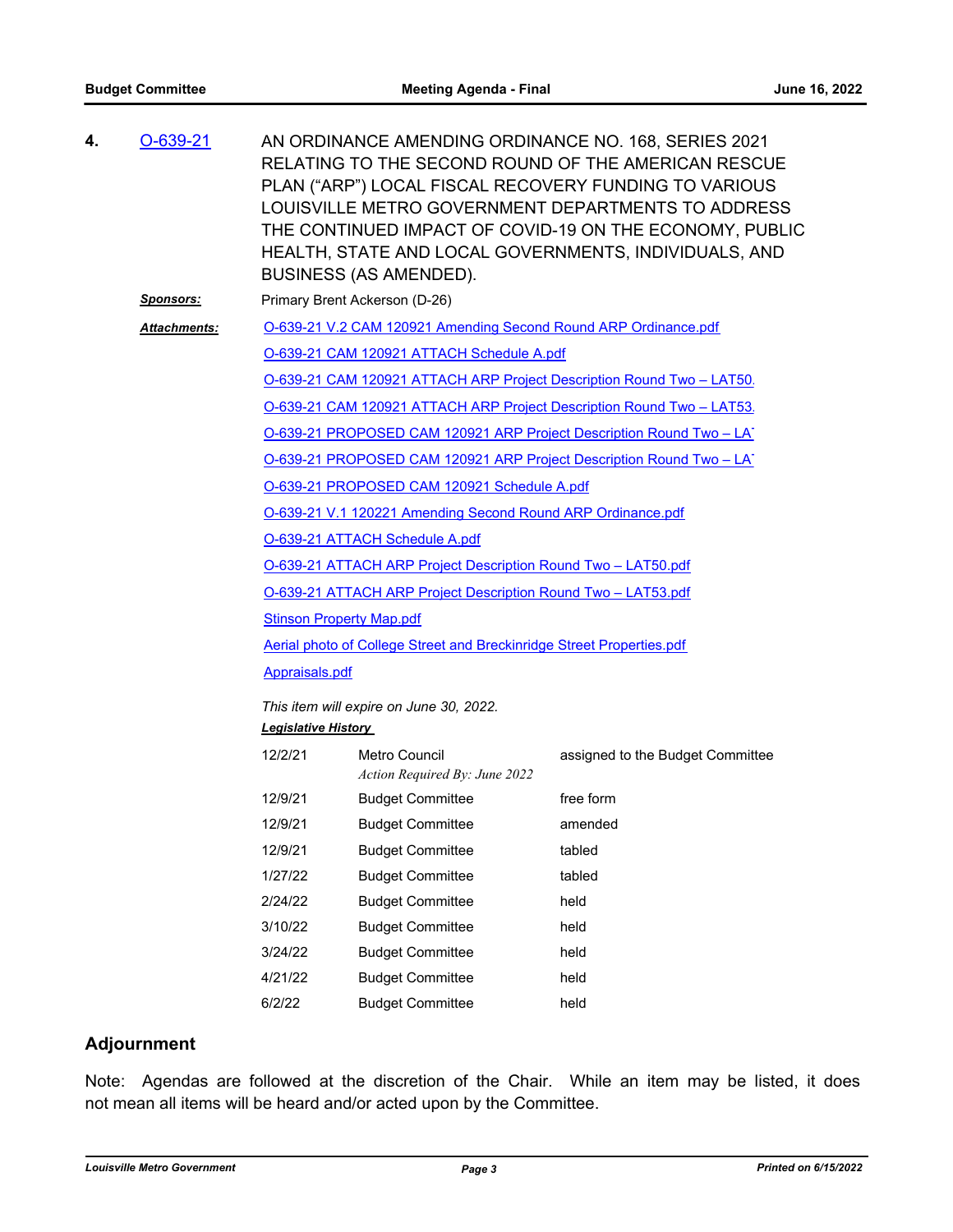**4.** O-639-21 AN ORDINANCE AMENDING ORDINANCE NO. 168, SERIES 2021 RELATING TO THE SECOND ROUND OF THE AMERICAN RESCUE PLAN ("ARP") LOCAL FISCAL RECOVERY FUNDING TO VARIOUS LOUISVILLE METRO GOVERNMENT DEPARTMENTS TO ADDRESS THE CONTINUED IMPACT OF COVID-19 ON THE ECONOMY, PUBLIC HEALTH, STATE AND LOCAL GOVERNMENTS, INDIVIDUALS, AND BUSINESS (AS AMENDED).

***Sponsors:*** Primary Brent Ackerson (D-26)

***Attachments:***
- O-639-21 V.2 CAM 120921 Amending Second Round ARP Ordinance.pdf
- O-639-21 CAM 120921 ATTACH Schedule A.pdf
- O-639-21 CAM 120921 ATTACH ARP Project Description Round Two – LAT50.
- O-639-21 CAM 120921 ATTACH ARP Project Description Round Two – LAT53.
- O-639-21 PROPOSED CAM 120921 ARP Project Description Round Two – LA
- O-639-21 PROPOSED CAM 120921 ARP Project Description Round Two – LA
- O-639-21 PROPOSED CAM 120921 Schedule A.pdf
- O-639-21 V.1 120221 Amending Second Round ARP Ordinance.pdf
- O-639-21 ATTACH Schedule A.pdf
- O-639-21 ATTACH ARP Project Description Round Two – LAT50.pdf
- O-639-21 ATTACH ARP Project Description Round Two – LAT53.pdf
- Stinson Property Map.pdf
- Aerial photo of College Street and Breckinridge Street Properties.pdf
- Appraisals.pdf

*This item will expire on June 30, 2022.*

***Legislative History***

| | | |
|---|---|---|
| 12/2/21 | Metro Council<br>*Action Required By: June 2022* | assigned to the Budget Committee |
| 12/9/21 | Budget Committee | free form |
| 12/9/21 | Budget Committee | amended |
| 12/9/21 | Budget Committee | tabled |
| 1/27/22 | Budget Committee | tabled |
| 2/24/22 | Budget Committee | held |
| 3/10/22 | Budget Committee | held |
| 3/24/22 | Budget Committee | held |
| 4/21/22 | Budget Committee | held |
| 6/2/22 | Budget Committee | held |

## Adjournment

Note: Agendas are followed at the discretion of the Chair. While an item may be listed, it does not mean all items will be heard and/or acted upon by the Committee.